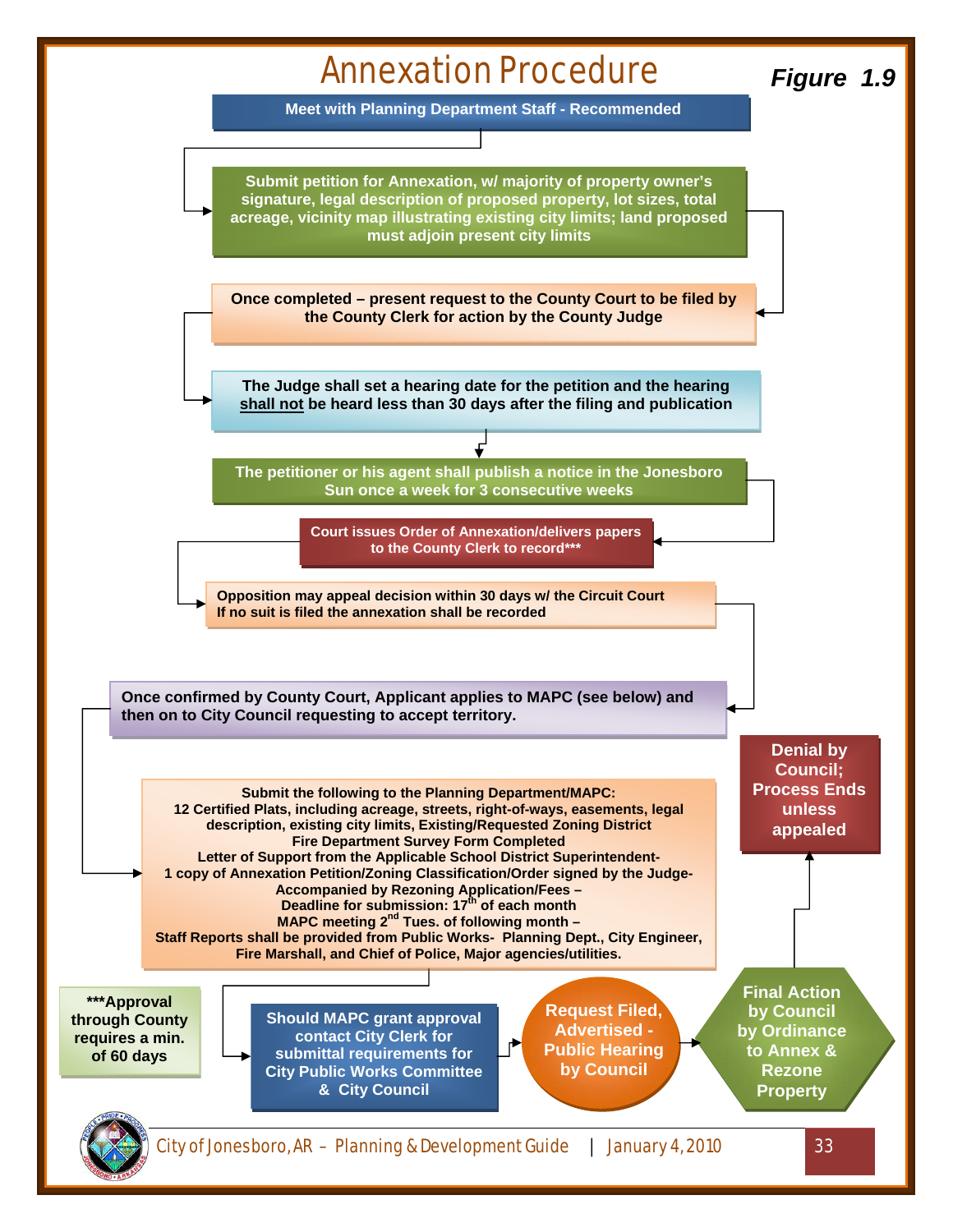# Annexation Procedure

***Figure 1.9***

**Meet with Planning Department Staff - Recommended**

**Submit petition for Annexation, w/ majority of property owner's signature, legal description of proposed property, lot sizes, total acreage, vicinity map illustrating existing city limits; land proposed must adjoin present city limits**

**Once completed – present request to the County Court to be filed by the County Clerk for action by the County Judge**

**The Judge shall set a hearing date for the petition and the hearing shall not be heard less than 30 days after the filing and publication**

**The petitioner or his agent shall publish a notice in the Jonesboro Sun once a week for 3 consecutive weeks**

**Court issues Order of Annexation/delivers papers to the County Clerk to record*****

**Opposition may appeal decision within 30 days w/ the Circuit Court**
**If no suit is filed the annexation shall be recorded**

**Once confirmed by County Court, Applicant applies to MAPC (see below) and then on to City Council requesting to accept territory.**

**Submit the following to the Planning Department/MAPC:**
**12 Certified Plats, including acreage, streets, right-of-ways, easements, legal description, existing city limits, Existing/Requested Zoning District**
**Fire Department Survey Form Completed**
**Letter of Support from the Applicable School District Superintendent-**
**1 copy of Annexation Petition/Zoning Classification/Order signed by the Judge-**
**Accompanied by Rezoning Application/Fees –**
**Deadline for submission: 17th of each month**
**MAPC meeting 2nd Tues. of following month –**
**Staff Reports shall be provided from Public Works- Planning Dept., City Engineer, Fire Marshall, and Chief of Police, Major agencies/utilities.**

**Should MAPC grant approval contact City Clerk for submittal requirements for City Public Works Committee & City Council**

**Request Filed, Advertised - Public Hearing by Council**

**Final Action by Council by Ordinance to Annex & Rezone Property**

**Denial by Council; Process Ends unless appealed**

*****Approval through County requires a min. of 60 days**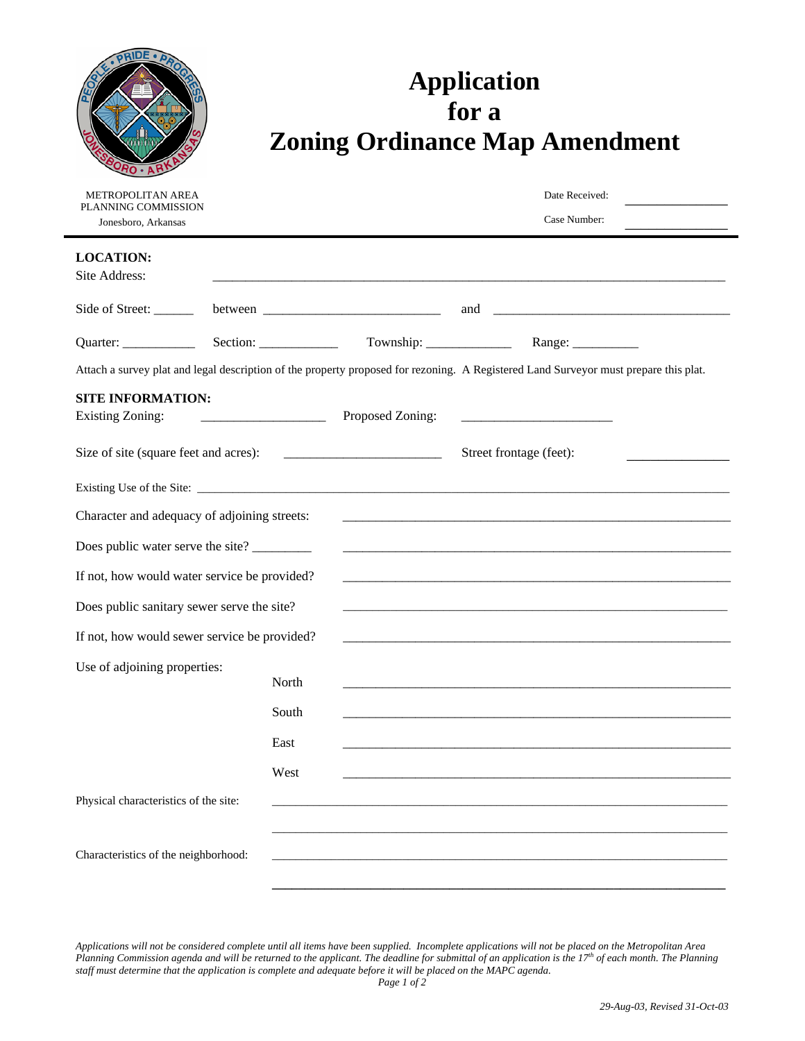# Application for a Zoning Ordinance Map Amendment

METROPOLITAN AREA PLANNING COMMISSION
Jonesboro, Arkansas

Date Received: ________________

Case Number: ________________

**LOCATION:**

Site Address: ______________________________________________________________________________

Side of Street: ______ between ___________________________ and _____________________________________

Quarter: ___________ Section: ____________ Township: _____________ Range: __________

Attach a survey plat and legal description of the property proposed for rezoning. A Registered Land Surveyor must prepare this plat.

**SITE INFORMATION:**

Existing Zoning: ___________________ Proposed Zoning: _______________________

Size of site (square feet and acres): ________________________ Street frontage (feet): _______________

Existing Use of the Site: ______________________________________________________________________________

Character and adequacy of adjoining streets: ___________________________________________________________

Does public water serve the site? _________ ___________________________________________________________

If not, how would water service be provided? ___________________________________________________________

Does public sanitary sewer serve the site? ___________________________________________________________

If not, how would sewer service be provided? ___________________________________________________________

Use of adjoining properties:

North ___________________________________________________________

South ___________________________________________________________

East ___________________________________________________________

West ___________________________________________________________

Physical characteristics of the site: ______________________________________________________________________

______________________________________________________________________

Characteristics of the neighborhood: ______________________________________________________________________

______________________________________________________________________

*Applications will not be considered complete until all items have been supplied. Incomplete applications will not be placed on the Metropolitan Area Planning Commission agenda and will be returned to the applicant. The deadline for submittal of an application is the 17th of each month. The Planning staff must determine that the application is complete and adequate before it will be placed on the MAPC agenda.*

*29-Aug-03, Revised 31-Oct-03*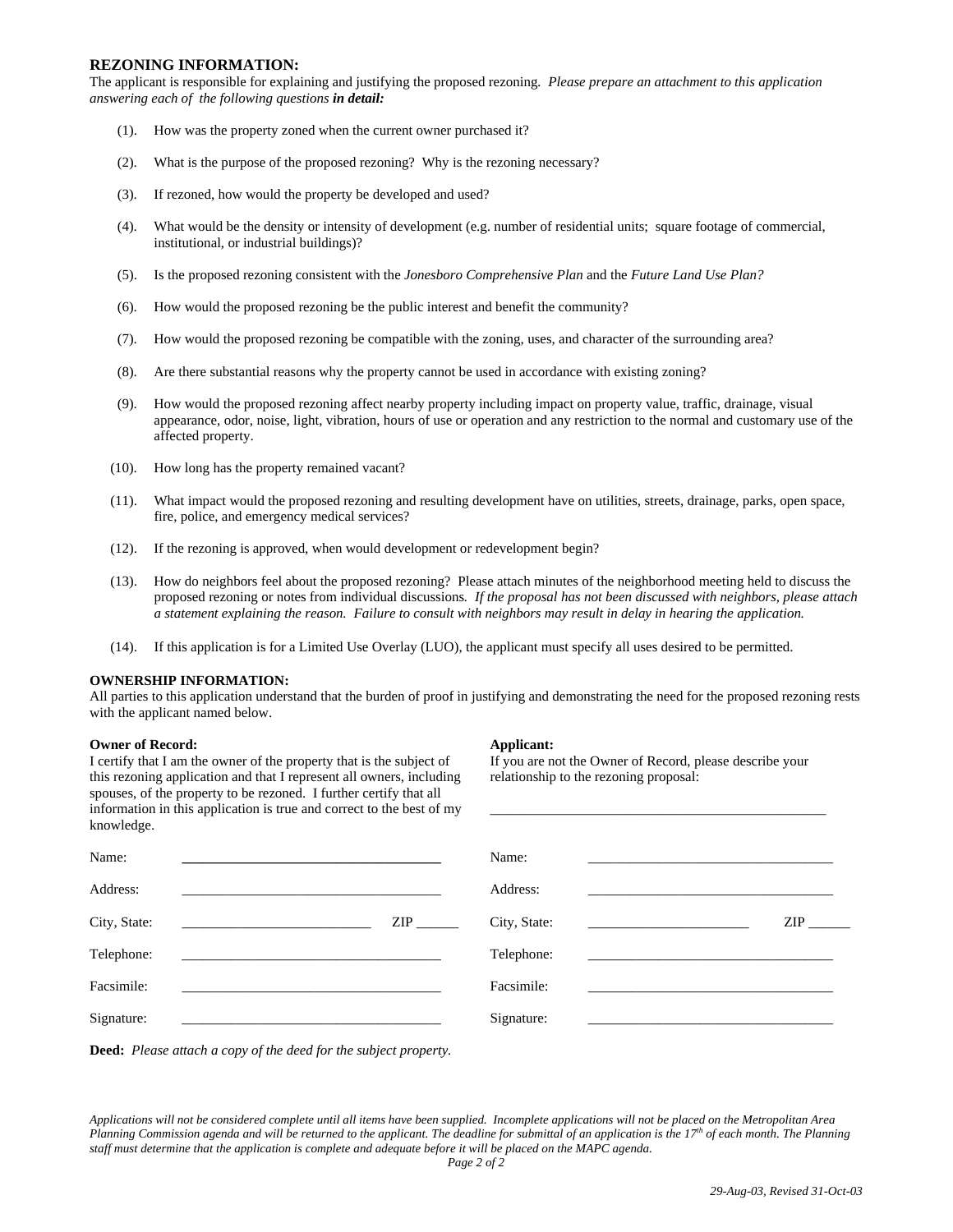## REZONING INFORMATION:

The applicant is responsible for explaining and justifying the proposed rezoning. *Please prepare an attachment to this application answering each of the following questions* ***in detail:***

(1). How was the property zoned when the current owner purchased it?

(2). What is the purpose of the proposed rezoning? Why is the rezoning necessary?

(3). If rezoned, how would the property be developed and used?

(4). What would be the density or intensity of development (e.g. number of residential units; square footage of commercial, institutional, or industrial buildings)?

(5). Is the proposed rezoning consistent with the *Jonesboro Comprehensive Plan* and the *Future Land Use Plan?*

(6). How would the proposed rezoning be the public interest and benefit the community?

(7). How would the proposed rezoning be compatible with the zoning, uses, and character of the surrounding area?

(8). Are there substantial reasons why the property cannot be used in accordance with existing zoning?

(9). How would the proposed rezoning affect nearby property including impact on property value, traffic, drainage, visual appearance, odor, noise, light, vibration, hours of use or operation and any restriction to the normal and customary use of the affected property.

(10). How long has the property remained vacant?

(11). What impact would the proposed rezoning and resulting development have on utilities, streets, drainage, parks, open space, fire, police, and emergency medical services?

(12). If the rezoning is approved, when would development or redevelopment begin?

(13). How do neighbors feel about the proposed rezoning? Please attach minutes of the neighborhood meeting held to discuss the proposed rezoning or notes from individual discussions*. If the proposal has not been discussed with neighbors, please attach a statement explaining the reason. Failure to consult with neighbors may result in delay in hearing the application.*

(14). If this application is for a Limited Use Overlay (LUO), the applicant must specify all uses desired to be permitted.

## OWNERSHIP INFORMATION:

All parties to this application understand that the burden of proof in justifying and demonstrating the need for the proposed rezoning rests with the applicant named below.

**Owner of Record:**
I certify that I am the owner of the property that is the subject of this rezoning application and that I represent all owners, including spouses, of the property to be rezoned. I further certify that all information in this application is true and correct to the best of my knowledge.

Name: ______________________________________

Address: ______________________________________

City, State: __________________________ ZIP ______

Telephone: ______________________________________

Facsimile: ______________________________________

Signature: ______________________________________

**Applicant:**
If you are not the Owner of Record, please describe your relationship to the rezoning proposal:

__________________________________________________

Name: ____________________________________

Address: ____________________________________

City, State: ______________________ ZIP ______

Telephone: ____________________________________

Facsimile: ____________________________________

Signature: ____________________________________

**Deed:** *Please attach a copy of the deed for the subject property.*

*Applications will not be considered complete until all items have been supplied. Incomplete applications will not be placed on the Metropolitan Area Planning Commission agenda and will be returned to the applicant. The deadline for submittal of an application is the 17th of each month. The Planning staff must determine that the application is complete and adequate before it will be placed on the MAPC agenda.*

*29-Aug-03, Revised 31-Oct-03*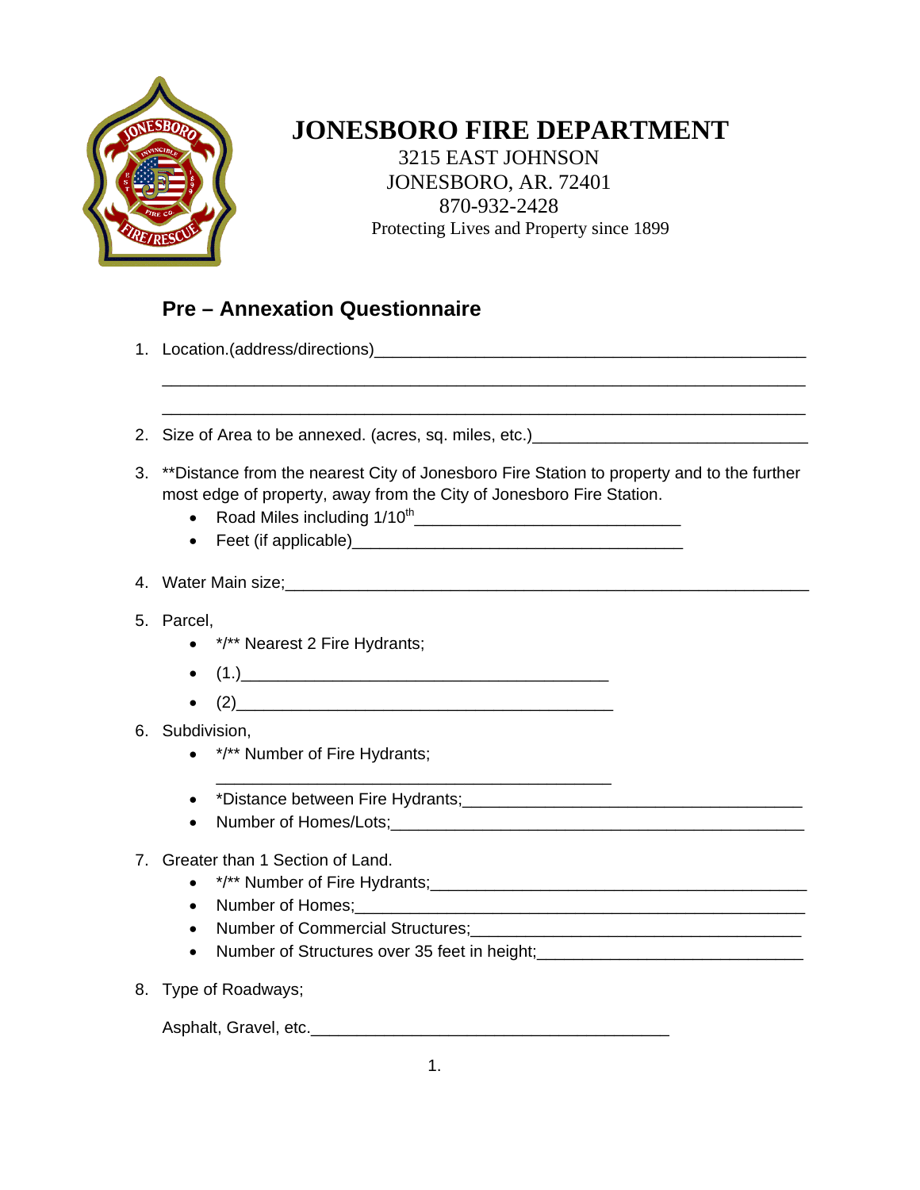# JONESBORO FIRE DEPARTMENT

3215 EAST JOHNSON
JONESBORO, AR. 72401
870-932-2428
Protecting Lives and Property since 1899

## Pre – Annexation Questionnaire

1. Location.(address/directions)_______________________________________________
_________________________________________________________________
_________________________________________________________________

2. Size of Area to be annexed. (acres, sq. miles, etc.)______________________________

3. **Distance from the nearest City of Jonesboro Fire Station to property and to the further most edge of property, away from the City of Jonesboro Fire Station.
   - Road Miles including 1/10th____________________________
   - Feet (if applicable)___________________________________

4. Water Main size;______________________________________________________

5. Parcel,
   - */** Nearest 2 Fire Hydrants;
   - (1.)_______________________________________
   - (2)________________________________________

6. Subdivision,
   - */** Number of Fire Hydrants;
     _______________________________________________
   - *Distance between Fire Hydrants;____________________________________
   - Number of Homes/Lots;___________________________________________

7. Greater than 1 Section of Land.
   - */** Number of Fire Hydrants;_______________________________________
   - Number of Homes;_______________________________________________
   - Number of Commercial Structures;___________________________________
   - Number of Structures over 35 feet in height;____________________________

8. Type of Roadways;

   Asphalt, Gravel, etc.________________________________________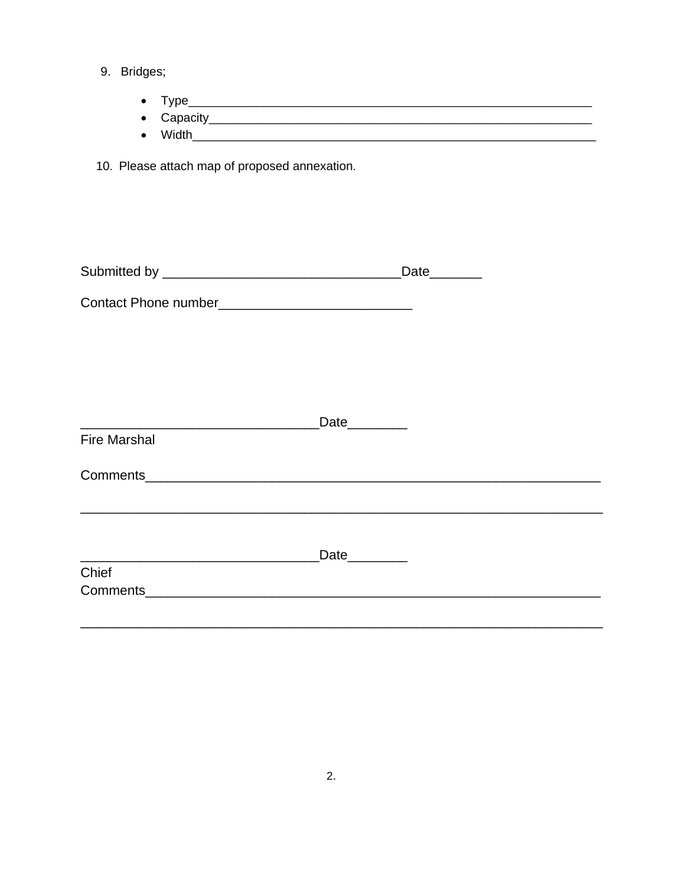9. Bridges;

   - Type\_\_\_\_\_\_\_\_\_\_\_\_\_\_\_\_\_\_\_\_\_\_\_\_\_\_\_\_\_\_\_\_\_\_\_\_\_\_\_\_\_\_\_\_\_\_\_\_\_\_\_\_\_\_\_\_\_\_\_\_
   - Capacity\_\_\_\_\_\_\_\_\_\_\_\_\_\_\_\_\_\_\_\_\_\_\_\_\_\_\_\_\_\_\_\_\_\_\_\_\_\_\_\_\_\_\_\_\_\_\_\_\_\_\_\_\_\_\_\_\_
   - Width\_\_\_\_\_\_\_\_\_\_\_\_\_\_\_\_\_\_\_\_\_\_\_\_\_\_\_\_\_\_\_\_\_\_\_\_\_\_\_\_\_\_\_\_\_\_\_\_\_\_\_\_\_\_\_\_\_\_\_\_\_

10. Please attach map of proposed annexation.

Submitted by \_\_\_\_\_\_\_\_\_\_\_\_\_\_\_\_\_\_\_\_\_\_\_\_\_\_\_\_\_\_\_\_Date\_\_\_\_\_\_\_

Contact Phone number\_\_\_\_\_\_\_\_\_\_\_\_\_\_\_\_\_\_\_\_\_\_\_\_\_\_

\_\_\_\_\_\_\_\_\_\_\_\_\_\_\_\_\_\_\_\_\_\_\_\_\_\_\_\_\_\_\_\_Date\_\_\_\_\_\_\_\_
Fire Marshal

Comments\_\_\_\_\_\_\_\_\_\_\_\_\_\_\_\_\_\_\_\_\_\_\_\_\_\_\_\_\_\_\_\_\_\_\_\_\_\_\_\_\_\_\_\_\_\_\_\_\_\_\_\_\_\_\_\_\_\_\_\_\_

\_\_\_\_\_\_\_\_\_\_\_\_\_\_\_\_\_\_\_\_\_\_\_\_\_\_\_\_\_\_\_\_\_\_\_\_\_\_\_\_\_\_\_\_\_\_\_\_\_\_\_\_\_\_\_\_\_\_\_\_\_\_\_\_\_\_\_\_\_\_

\_\_\_\_\_\_\_\_\_\_\_\_\_\_\_\_\_\_\_\_\_\_\_\_\_\_\_\_\_\_\_\_Date\_\_\_\_\_\_\_\_
Chief
Comments\_\_\_\_\_\_\_\_\_\_\_\_\_\_\_\_\_\_\_\_\_\_\_\_\_\_\_\_\_\_\_\_\_\_\_\_\_\_\_\_\_\_\_\_\_\_\_\_\_\_\_\_\_\_\_\_\_\_\_\_\_

\_\_\_\_\_\_\_\_\_\_\_\_\_\_\_\_\_\_\_\_\_\_\_\_\_\_\_\_\_\_\_\_\_\_\_\_\_\_\_\_\_\_\_\_\_\_\_\_\_\_\_\_\_\_\_\_\_\_\_\_\_\_\_\_\_\_\_\_\_\_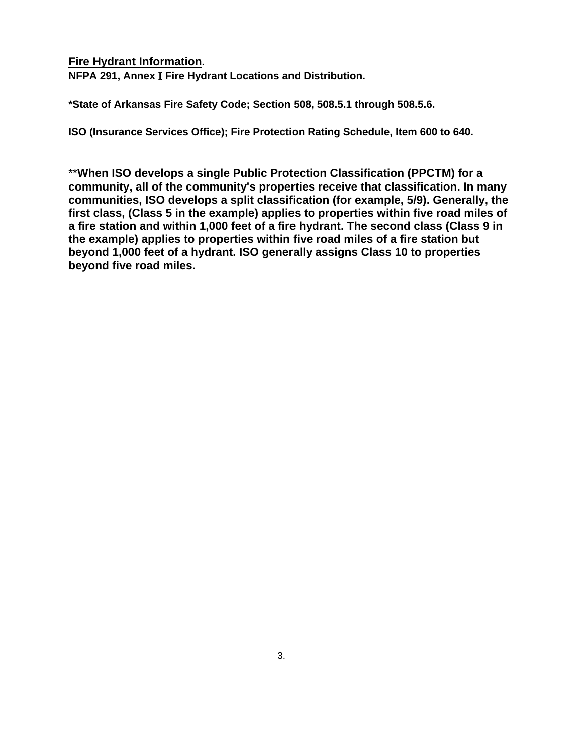**<u>Fire Hydrant Information</u>.**

**NFPA 291, Annex I Fire Hydrant Locations and Distribution.**

**\*State of Arkansas Fire Safety Code; Section 508, 508.5.1 through 508.5.6.**

**ISO (Insurance Services Office); Fire Protection Rating Schedule, Item 600 to 640.**

\*\***When ISO develops a single Public Protection Classification (PPCTM) for a community, all of the community's properties receive that classification. In many communities, ISO develops a split classification (for example, 5/9). Generally, the first class, (Class 5 in the example) applies to properties within five road miles of a fire station and within 1,000 feet of a fire hydrant. The second class (Class 9 in the example) applies to properties within five road miles of a fire station but beyond 1,000 feet of a hydrant. ISO generally assigns Class 10 to properties beyond five road miles.**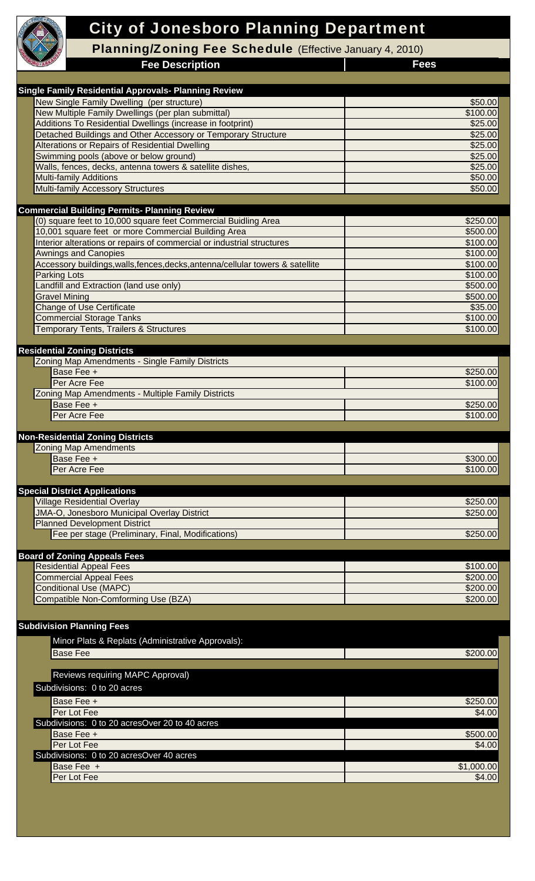# City of Jonesboro Planning Department

## Planning/Zoning Fee Schedule (Effective January 4, 2010)

| Fee Description | Fees |
|---|---|
| **Single Family Residential Approvals- Planning Review** | |
| New Single Family Dwelling (per structure) | $50.00 |
| New Multiple Family Dwellings (per plan submittal) | $100.00 |
| Additions To Residential Dwellings (increase in footprint) | $25.00 |
| Detached Buildings and Other Accessory or Temporary Structure | $25.00 |
| Alterations or Repairs of Residential Dwelling | $25.00 |
| Swimming pools (above or below ground) | $25.00 |
| Walls, fences, decks, antenna towers & satellite dishes, | $25.00 |
| Multi-family Additions | $50.00 |
| Multi-family Accessory Structures | $50.00 |
| **Commercial Building Permits- Planning Review** | |
| (0) square feet to 10,000 square feet Commercial Buidling Area | $250.00 |
| 10,001 square feet or more Commercial Building Area | $500.00 |
| Interior alterations or repairs of commercial or industrial structures | $100.00 |
| Awnings and Canopies | $100.00 |
| Accessory buildings,walls,fences,decks,antenna/cellular towers & satellite | $100.00 |
| Parking Lots | $100.00 |
| Landfill and Extraction (land use only) | $500.00 |
| Gravel Mining | $500.00 |
| Change of Use Certificate | $35.00 |
| Commercial Storage Tanks | $100.00 |
| Temporary Tents, Trailers & Structures | $100.00 |
| **Residential Zoning Districts** | |
| Zoning Map Amendments - Single Family Districts | |
| Base Fee + | $250.00 |
| Per Acre Fee | $100.00 |
| Zoning Map Amendments - Multiple Family Districts | |
| Base Fee + | $250.00 |
| Per Acre Fee | $100.00 |
| **Non-Residential Zoning Districts** | |
| Zoning Map Amendments | |
| Base Fee + | $300.00 |
| Per Acre Fee | $100.00 |
| **Special District Applications** | |
| Village Residential Overlay | $250.00 |
| JMA-O, Jonesboro Municipal Overlay District | $250.00 |
| Planned Development District | |
| Fee per stage (Preliminary, Final, Modifications) | $250.00 |
| **Board of Zoning Appeals Fees** | |
| Residential Appeal Fees | $100.00 |
| Commercial Appeal Fees | $200.00 |
| Conditional Use (MAPC) | $200.00 |
| Compatible Non-Comforming Use (BZA) | $200.00 |
| **Subdivision Planning Fees** | |
| Minor Plats & Replats (Administrative Approvals): | |
| Base Fee | $200.00 |
| Reviews requiring MAPC Approval) | |
| Subdivisions: 0 to 20 acres | |
| Base Fee + | $250.00 |
| Per Lot Fee | $4.00 |
| Subdivisions: 0 to 20 acresOver 20 to 40 acres | |
| Base Fee + | $500.00 |
| Per Lot Fee | $4.00 |
| Subdivisions: 0 to 20 acresOver 40 acres | |
| Base Fee + | $1,000.00 |
| Per Lot Fee | $4.00 |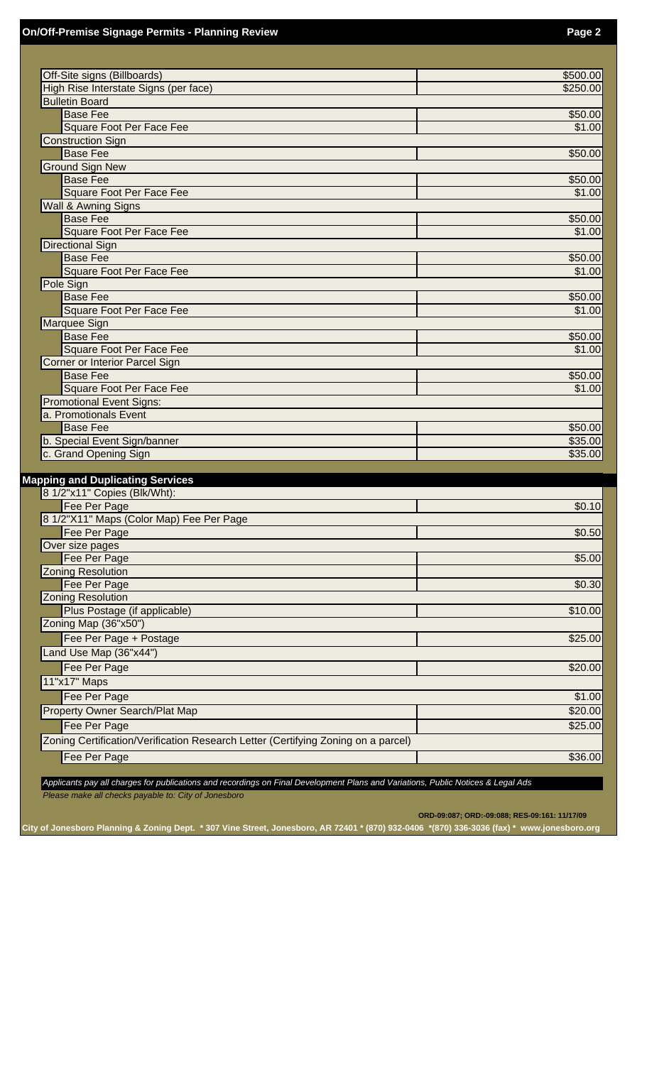## On/Off-Premise Signage Permits - Planning Review

| | |
|---|---|
| Off-Site signs (Billboards) | $500.00 |
| High Rise Interstate Signs (per face) | $250.00 |
| Bulletin Board | |
| Base Fee | $50.00 |
| Square Foot Per Face Fee | $1.00 |
| Construction Sign | |
| Base Fee | $50.00 |
| Ground Sign New | |
| Base Fee | $50.00 |
| Square Foot Per Face Fee | $1.00 |
| Wall & Awning Signs | |
| Base Fee | $50.00 |
| Square Foot Per Face Fee | $1.00 |
| Directional Sign | |
| Base Fee | $50.00 |
| Square Foot Per Face Fee | $1.00 |
| Pole Sign | |
| Base Fee | $50.00 |
| Square Foot Per Face Fee | $1.00 |
| Marquee Sign | |
| Base Fee | $50.00 |
| Square Foot Per Face Fee | $1.00 |
| Corner or Interior Parcel Sign | |
| Base Fee | $50.00 |
| Square Foot Per Face Fee | $1.00 |
| Promotional Event Signs: | |
| a. Promotionals Event | |
| Base Fee | $50.00 |
| b. Special Event Sign/banner | $35.00 |
| c. Grand Opening Sign | $35.00 |

## Mapping and Duplicating Services

| | |
|---|---|
| 8 1/2"x11" Copies (Blk/Wht): | |
| Fee Per Page | $0.10 |
| 8 1/2"X11" Maps (Color Map) Fee Per Page | |
| Fee Per Page | $0.50 |
| Over size pages | |
| Fee Per Page | $5.00 |
| Zoning Resolution | |
| Fee Per Page | $0.30 |
| Zoning Resolution | |
| Plus Postage (if applicable) | $10.00 |
| Zoning Map (36"x50") | |
| Fee Per Page + Postage | $25.00 |
| Land Use Map (36"x44") | |
| Fee Per Page | $20.00 |
| 11"x17" Maps | |
| Fee Per Page | $1.00 |
| Property Owner Search/Plat Map | $20.00 |
| Fee Per Page | $25.00 |
| Zoning Certification/Verification Research Letter (Certifying Zoning on a parcel) | |
| Fee Per Page | $36.00 |

*Applicants pay all charges for publications and recordings on Final Development Plans and Variations, Public Notices & Legal Ads*

*Please make all checks payable to: City of Jonesboro*

**ORD-09:087; ORD:-09:088; RES-09:161: 11/17/09**

**City of Jonesboro Planning & Zoning Dept. * 307 Vine Street, Jonesboro, AR 72401 * (870) 932-0406 *(870) 336-3036 (fax) * www.jonesboro.org**